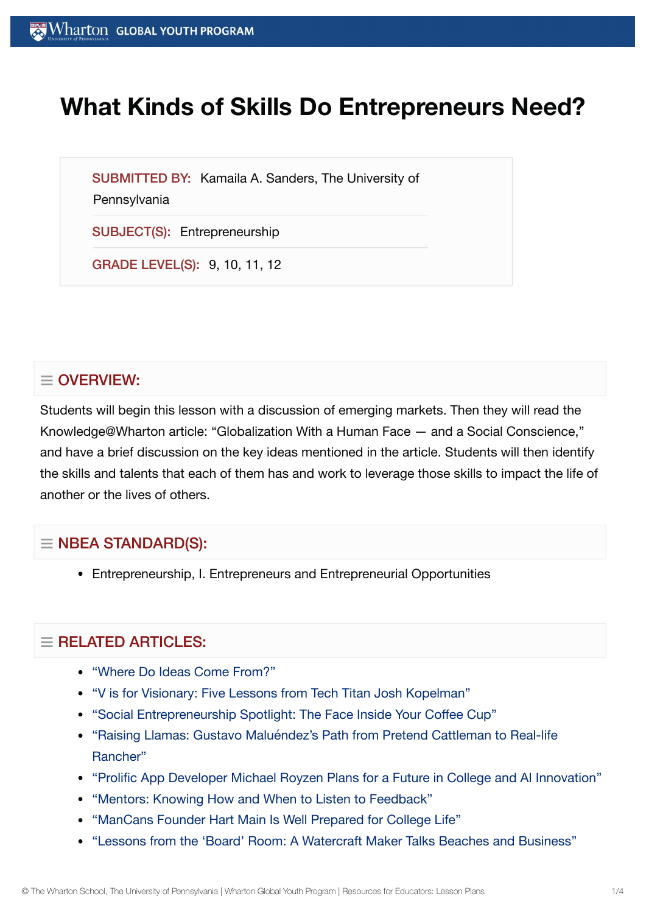# What Kinds of Skills Do Entrepreneurs Need?

**SUBMITTED BY:** Kamaila A. Sanders, The University of Pennsylvania

**SUBJECT(S):** Entrepreneurship

**GRADE LEVEL(S):** 9, 10, 11, 12

## OVERVIEW:

Students will begin this lesson with a discussion of emerging markets. Then they will read the Knowledge@Wharton article: "Globalization With a Human Face — and a Social Conscience," and have a brief discussion on the key ideas mentioned in the article. Students will then identify the skills and talents that each of them has and work to leverage those skills to impact the life of another or the lives of others.

## NBEA STANDARD(S):

- Entrepreneurship, I. Entrepreneurs and Entrepreneurial Opportunities

## RELATED ARTICLES:

- "Where Do Ideas Come From?"
- "V is for Visionary: Five Lessons from Tech Titan Josh Kopelman"
- "Social Entrepreneurship Spotlight: The Face Inside Your Coffee Cup"
- "Raising Llamas: Gustavo Maluéndez's Path from Pretend Cattleman to Real-life Rancher"
- "Prolific App Developer Michael Royzen Plans for a Future in College and AI Innovation"
- "Mentors: Knowing How and When to Listen to Feedback"
- "ManCans Founder Hart Main Is Well Prepared for College Life"
- "Lessons from the 'Board' Room: A Watercraft Maker Talks Beaches and Business"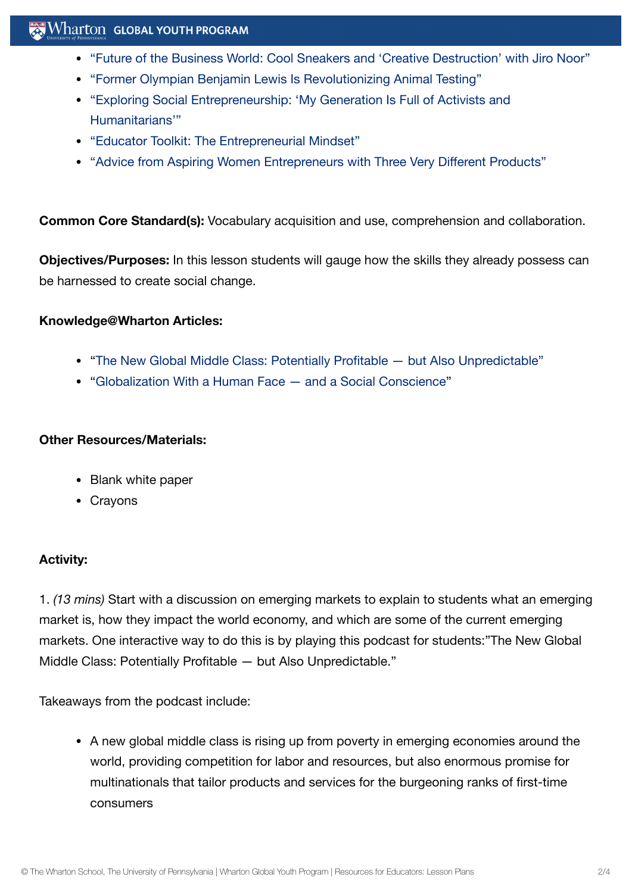- "Future of the Business World: Cool Sneakers and 'Creative Destruction' with Jiro Noor"
- "Former Olympian Benjamin Lewis Is Revolutionizing Animal Testing"
- "Exploring Social Entrepreneurship: 'My Generation Is Full of Activists and Humanitarians'"
- "Educator Toolkit: The Entrepreneurial Mindset"
- "Advice from Aspiring Women Entrepreneurs with Three Very Different Products"

**Common Core Standard(s):** Vocabulary acquisition and use, comprehension and collaboration.

**Objectives/Purposes:** In this lesson students will gauge how the skills they already possess can be harnessed to create social change.

**Knowledge@Wharton Articles:**

- "The New Global Middle Class: Potentially Profitable — but Also Unpredictable"
- "Globalization With a Human Face — and a Social Conscience"

**Other Resources/Materials:**

- Blank white paper
- Crayons

**Activity:**

1. *(13 mins)* Start with a discussion on emerging markets to explain to students what an emerging market is, how they impact the world economy, and which are some of the current emerging markets. One interactive way to do this is by playing this podcast for students:"The New Global Middle Class: Potentially Profitable — but Also Unpredictable."

Takeaways from the podcast include:

- A new global middle class is rising up from poverty in emerging economies around the world, providing competition for labor and resources, but also enormous promise for multinationals that tailor products and services for the burgeoning ranks of first-time consumers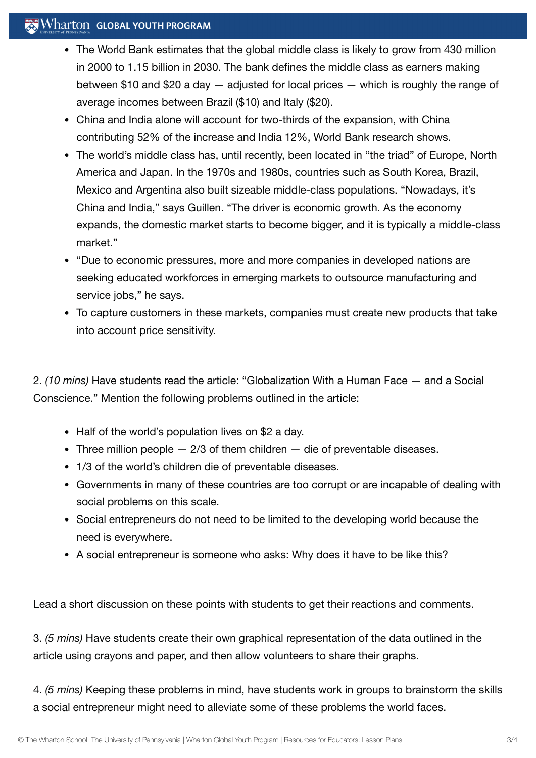- The World Bank estimates that the global middle class is likely to grow from 430 million in 2000 to 1.15 billion in 2030. The bank defines the middle class as earners making between $10 and $20 a day — adjusted for local prices — which is roughly the range of average incomes between Brazil ($10) and Italy ($20).
- China and India alone will account for two-thirds of the expansion, with China contributing 52% of the increase and India 12%, World Bank research shows.
- The world's middle class has, until recently, been located in "the triad" of Europe, North America and Japan. In the 1970s and 1980s, countries such as South Korea, Brazil, Mexico and Argentina also built sizeable middle-class populations. "Nowadays, it's China and India," says Guillen. "The driver is economic growth. As the economy expands, the domestic market starts to become bigger, and it is typically a middle-class market."
- "Due to economic pressures, more and more companies in developed nations are seeking educated workforces in emerging markets to outsource manufacturing and service jobs," he says.
- To capture customers in these markets, companies must create new products that take into account price sensitivity.

2. *(10 mins)* Have students read the article: "Globalization With a Human Face — and a Social Conscience." Mention the following problems outlined in the article:

- Half of the world's population lives on $2 a day.
- Three million people — 2/3 of them children — die of preventable diseases.
- 1/3 of the world's children die of preventable diseases.
- Governments in many of these countries are too corrupt or are incapable of dealing with social problems on this scale.
- Social entrepreneurs do not need to be limited to the developing world because the need is everywhere.
- A social entrepreneur is someone who asks: Why does it have to be like this?

Lead a short discussion on these points with students to get their reactions and comments.

3. *(5 mins)* Have students create their own graphical representation of the data outlined in the article using crayons and paper, and then allow volunteers to share their graphs.

4. *(5 mins)* Keeping these problems in mind, have students work in groups to brainstorm the skills a social entrepreneur might need to alleviate some of these problems the world faces.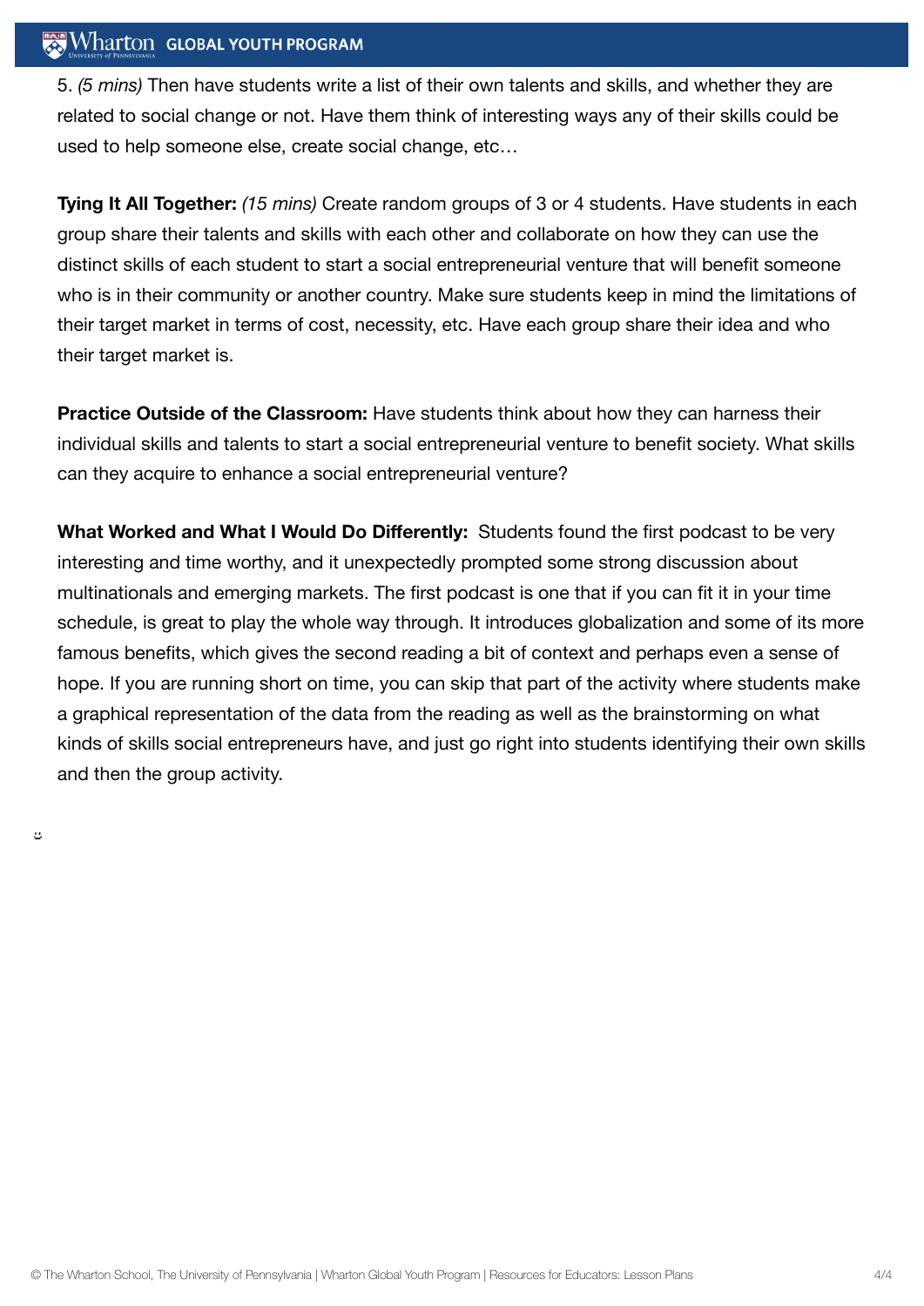5. *(5 mins)* Then have students write a list of their own talents and skills, and whether they are related to social change or not. Have them think of interesting ways any of their skills could be used to help someone else, create social change, etc…

**Tying It All Together:** *(15 mins)* Create random groups of 3 or 4 students. Have students in each group share their talents and skills with each other and collaborate on how they can use the distinct skills of each student to start a social entrepreneurial venture that will benefit someone who is in their community or another country. Make sure students keep in mind the limitations of their target market in terms of cost, necessity, etc. Have each group share their idea and who their target market is.

**Practice Outside of the Classroom:** Have students think about how they can harness their individual skills and talents to start a social entrepreneurial venture to benefit society. What skills can they acquire to enhance a social entrepreneurial venture?

**What Worked and What I Would Do Differently:** Students found the first podcast to be very interesting and time worthy, and it unexpectedly prompted some strong discussion about multinationals and emerging markets. The first podcast is one that if you can fit it in your time schedule, is great to play the whole way through. It introduces globalization and some of its more famous benefits, which gives the second reading a bit of context and perhaps even a sense of hope. If you are running short on time, you can skip that part of the activity where students make a graphical representation of the data from the reading as well as the brainstorming on what kinds of skills social entrepreneurs have, and just go right into students identifying their own skills and then the group activity.